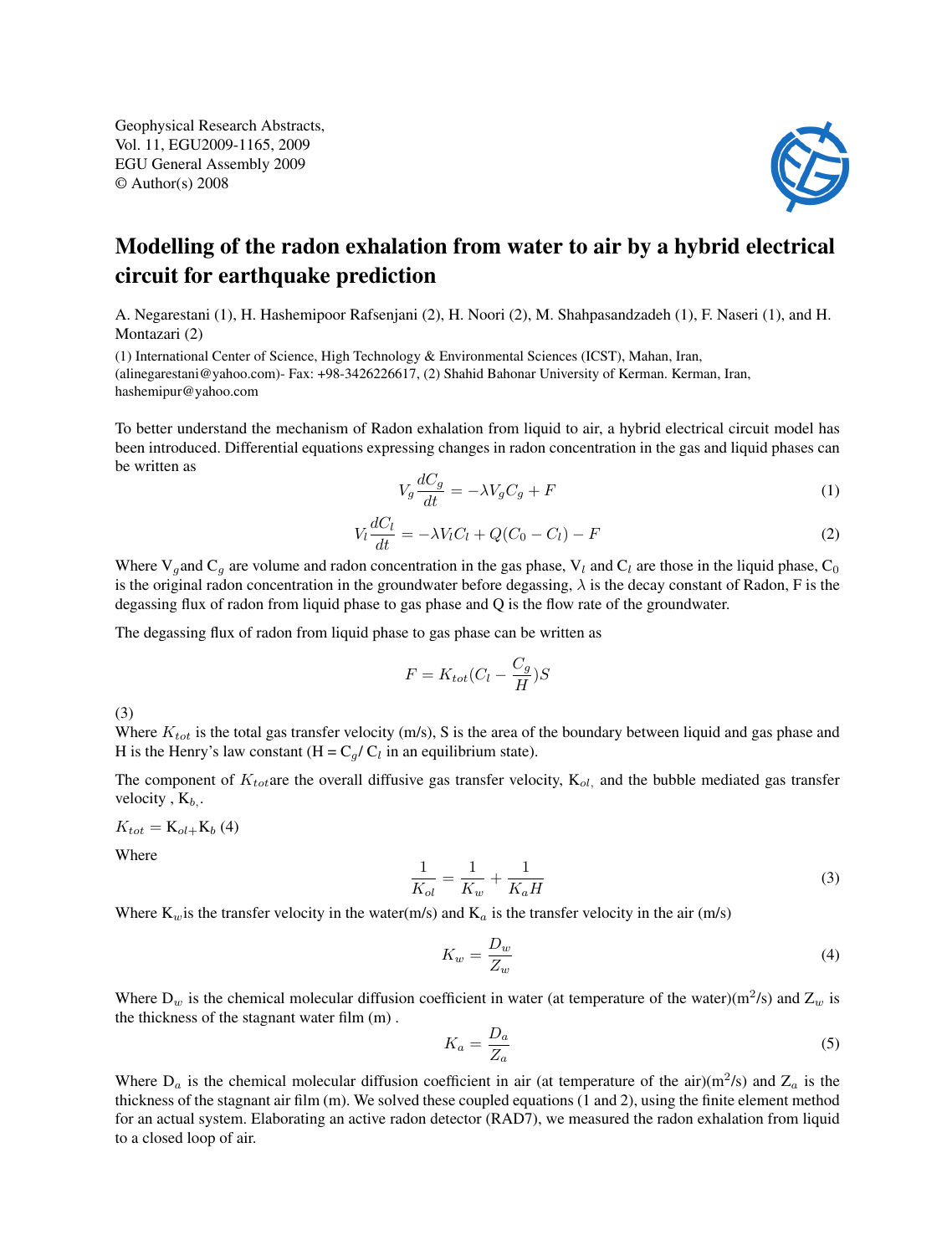Geophysical Research Abstracts,
Vol. 11, EGU2009-1165, 2009
EGU General Assembly 2009
© Author(s) 2008

# Modelling of the radon exhalation from water to air by a hybrid electrical circuit for earthquake prediction

A. Negarestani (1), H. Hashemipoor Rafsenjani (2), H. Noori (2), M. Shahpasandzadeh (1), F. Naseri (1), and H. Montazari (2)

(1) International Center of Science, High Technology & Environmental Sciences (ICST), Mahan, Iran, (alinegarestani@yahoo.com)- Fax: +98-3426226617, (2) Shahid Bahonar University of Kerman. Kerman, Iran, hashemipur@yahoo.com

To better understand the mechanism of Radon exhalation from liquid to air, a hybrid electrical circuit model has been introduced. Differential equations expressing changes in radon concentration in the gas and liquid phases can be written as

$$V_g \frac{dC_g}{dt} = -\lambda V_g C_g + F \tag{1}$$

$$V_l \frac{dC_l}{dt} = -\lambda V_l C_l + Q(C_0 - C_l) - F \tag{2}$$

Where $V_g$ and $C_g$ are volume and radon concentration in the gas phase, $V_l$ and $C_l$ are those in the liquid phase, $C_0$ is the original radon concentration in the groundwater before degassing, $\lambda$ is the decay constant of Radon, F is the degassing flux of radon from liquid phase to gas phase and Q is the flow rate of the groundwater.

The degassing flux of radon from liquid phase to gas phase can be written as

$$F = K_{tot}(C_l - \frac{C_g}{H})S$$

(3)
Where $K_{tot}$ is the total gas transfer velocity (m/s), S is the area of the boundary between liquid and gas phase and H is the Henry's law constant (H = $C_g$/ $C_l$ in an equilibrium state).

The component of $K_{tot}$ are the overall diffusive gas transfer velocity, $K_{ol,}$ and the bubble mediated gas transfer velocity , $K_{b,}$.

$K_{tot} = K_{ol+}K_b$ (4)

Where

$$\frac{1}{K_{ol}} = \frac{1}{K_w} + \frac{1}{K_a H} \tag{3}$$

Where $K_w$ is the transfer velocity in the water(m/s) and $K_a$ is the transfer velocity in the air (m/s)

$$K_w = \frac{D_w}{Z_w} \tag{4}$$

Where $D_w$ is the chemical molecular diffusion coefficient in water (at temperature of the water)($m^2$/s) and $Z_w$ is the thickness of the stagnant water film (m) .

$$K_a = \frac{D_a}{Z_a} \tag{5}$$

Where $D_a$ is the chemical molecular diffusion coefficient in air (at temperature of the air)($m^2$/s) and $Z_a$ is the thickness of the stagnant air film (m). We solved these coupled equations (1 and 2), using the finite element method for an actual system. Elaborating an active radon detector (RAD7), we measured the radon exhalation from liquid to a closed loop of air.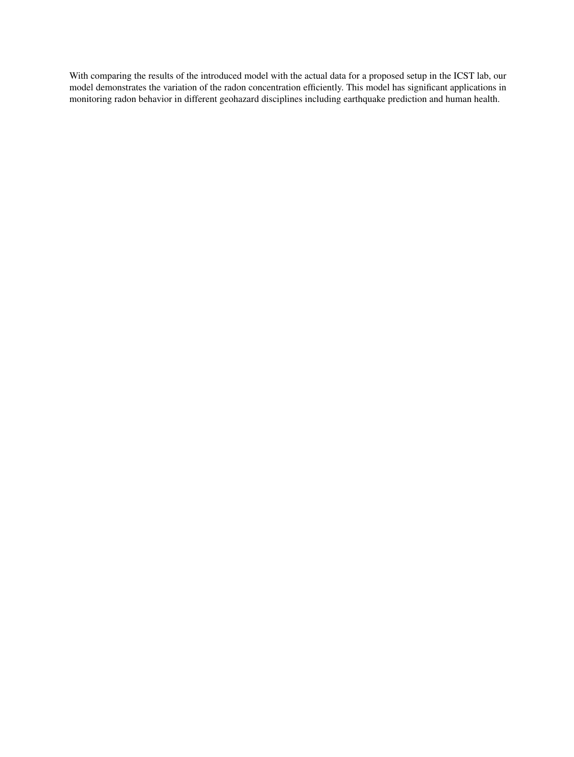With comparing the results of the introduced model with the actual data for a proposed setup in the ICST lab, our model demonstrates the variation of the radon concentration efficiently. This model has significant applications in monitoring radon behavior in different geohazard disciplines including earthquake prediction and human health.